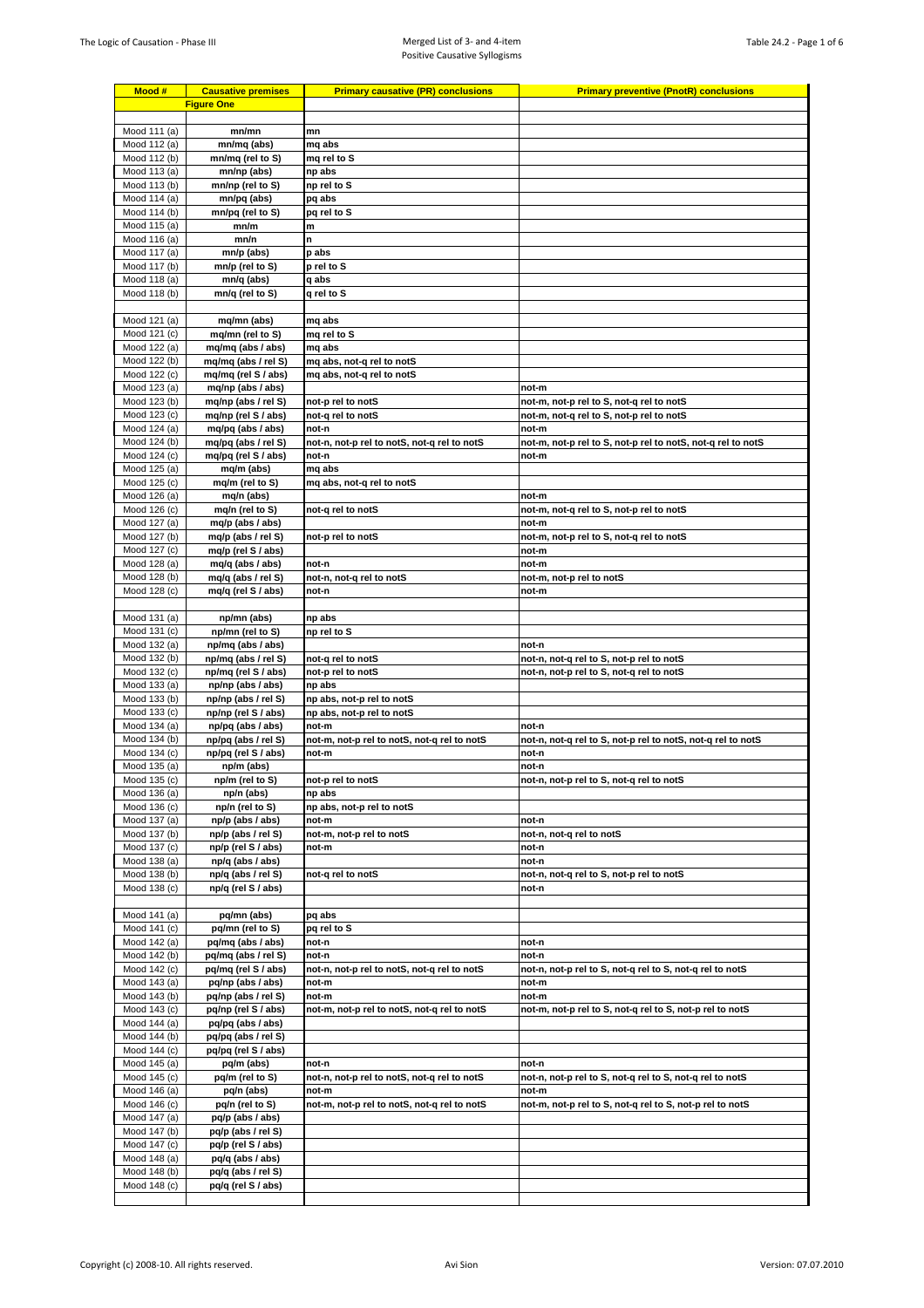| Mood # | Causative premises | Primary causative (PR) conclusions | Primary preventive (PnotR) conclusions |
|---|---|---|---|
| | **Figure One** | | |
| | | | |
| Mood 111 (a) | mn/mn | mn | |
| Mood 112 (a) | mn/mq (abs) | mq abs | |
| Mood 112 (b) | mn/mq (rel to S) | mq rel to S | |
| Mood 113 (a) | mn/np (abs) | np abs | |
| Mood 113 (b) | mn/np (rel to S) | np rel to S | |
| Mood 114 (a) | mn/pq (abs) | pq abs | |
| Mood 114 (b) | mn/pq (rel to S) | pq rel to S | |
| Mood 115 (a) | mn/m | m | |
| Mood 116 (a) | mn/n | n | |
| Mood 117 (a) | mn/p (abs) | p abs | |
| Mood 117 (b) | mn/p (rel to S) | p rel to S | |
| Mood 118 (a) | mn/q (abs) | q abs | |
| Mood 118 (b) | mn/q (rel to S) | q rel to S | |
| | | | |
| Mood 121 (a) | mq/mn (abs) | mq abs | |
| Mood 121 (c) | mq/mn (rel to S) | mq rel to S | |
| Mood 122 (a) | mq/mq (abs / abs) | mq abs | |
| Mood 122 (b) | mq/mq (abs / rel S) | mq abs, not-q rel to notS | |
| Mood 122 (c) | mq/mq (rel S / abs) | mq abs, not-q rel to notS | |
| Mood 123 (a) | mq/np (abs / abs) | | not-m |
| Mood 123 (b) | mq/np (abs / rel S) | not-p rel to notS | not-m, not-p rel to S, not-q rel to notS |
| Mood 123 (c) | mq/np (rel S / abs) | not-q rel to notS | not-m, not-q rel to S, not-p rel to notS |
| Mood 124 (a) | mq/pq (abs / abs) | not-n | not-m |
| Mood 124 (b) | mq/pq (abs / rel S) | not-n, not-p rel to notS, not-q rel to notS | not-m, not-p rel to S, not-p rel to notS, not-q rel to notS |
| Mood 124 (c) | mq/pq (rel S / abs) | not-n | not-m |
| Mood 125 (a) | mq/m (abs) | mq abs | |
| Mood 125 (c) | mq/m (rel to S) | mq abs, not-q rel to notS | |
| Mood 126 (a) | mq/n (abs) | | not-m |
| Mood 126 (c) | mq/n (rel to S) | not-q rel to notS | not-m, not-q rel to S, not-p rel to notS |
| Mood 127 (a) | mq/p (abs / abs) | | not-m |
| Mood 127 (b) | mq/p (abs / rel S) | not-p rel to notS | not-m, not-p rel to S, not-q rel to notS |
| Mood 127 (c) | mq/p (rel S / abs) | | not-m |
| Mood 128 (a) | mq/q (abs / abs) | not-n | not-m |
| Mood 128 (b) | mq/q (abs / rel S) | not-n, not-q rel to notS | not-m, not-p rel to notS |
| Mood 128 (c) | mq/q (rel S / abs) | not-n | not-m |
| | | | |
| Mood 131 (a) | np/mn (abs) | np abs | |
| Mood 131 (c) | np/mn (rel to S) | np rel to S | |
| Mood 132 (a) | np/mq (abs / abs) | | not-n |
| Mood 132 (b) | np/mq (abs / rel S) | not-q rel to notS | not-n, not-q rel to S, not-p rel to notS |
| Mood 132 (c) | np/mq (rel S / abs) | not-p rel to notS | not-n, not-p rel to S, not-q rel to notS |
| Mood 133 (a) | np/np (abs / abs) | np abs | |
| Mood 133 (b) | np/np (abs / rel S) | np abs, not-p rel to notS | |
| Mood 133 (c) | np/np (rel S / abs) | np abs, not-p rel to notS | |
| Mood 134 (a) | np/pq (abs / abs) | not-m | not-n |
| Mood 134 (b) | np/pq (abs / rel S) | not-m, not-p rel to notS, not-q rel to notS | not-n, not-q rel to S, not-p rel to notS, not-q rel to notS |
| Mood 134 (c) | np/pq (rel S / abs) | not-m | not-n |
| Mood 135 (a) | np/m (abs) | | not-n |
| Mood 135 (c) | np/m (rel to S) | not-p rel to notS | not-n, not-p rel to S, not-q rel to notS |
| Mood 136 (a) | np/n (abs) | np abs | |
| Mood 136 (c) | np/n (rel to S) | np abs, not-p rel to notS | |
| Mood 137 (a) | np/p (abs / abs) | not-m | not-n |
| Mood 137 (b) | np/p (abs / rel S) | not-m, not-p rel to notS | not-n, not-q rel to notS |
| Mood 137 (c) | np/p (rel S / abs) | not-m | not-n |
| Mood 138 (a) | np/q (abs / abs) | | not-n |
| Mood 138 (b) | np/q (abs / rel S) | not-q rel to notS | not-n, not-q rel to S, not-p rel to notS |
| Mood 138 (c) | np/q (rel S / abs) | | not-n |
| | | | |
| Mood 141 (a) | pq/mn (abs) | pq abs | |
| Mood 141 (c) | pq/mn (rel to S) | pq rel to S | |
| Mood 142 (a) | pq/mq (abs / abs) | not-n | not-n |
| Mood 142 (b) | pq/mq (abs / rel S) | not-n | not-n |
| Mood 142 (c) | pq/mq (rel S / abs) | not-n, not-p rel to notS, not-q rel to notS | not-n, not-p rel to S, not-q rel to S, not-q rel to notS |
| Mood 143 (a) | pq/np (abs / abs) | not-m | not-m |
| Mood 143 (b) | pq/np (abs / rel S) | not-m | not-m |
| Mood 143 (c) | pq/np (rel S / abs) | not-m, not-p rel to notS, not-q rel to notS | not-m, not-p rel to S, not-q rel to S, not-p rel to notS |
| Mood 144 (a) | pq/pq (abs / abs) | | |
| Mood 144 (b) | pq/pq (abs / rel S) | | |
| Mood 144 (c) | pq/pq (rel S / abs) | | |
| Mood 145 (a) | pq/m (abs) | not-n | not-n |
| Mood 145 (c) | pq/m (rel to S) | not-n, not-p rel to notS, not-q rel to notS | not-n, not-p rel to S, not-q rel to S, not-q rel to notS |
| Mood 146 (a) | pq/n (abs) | not-m | not-m |
| Mood 146 (c) | pq/n (rel to S) | not-m, not-p rel to notS, not-q rel to notS | not-m, not-p rel to S, not-q rel to S, not-p rel to notS |
| Mood 147 (a) | pq/p (abs / abs) | | |
| Mood 147 (b) | pq/p (abs / rel S) | | |
| Mood 147 (c) | pq/p (rel S / abs) | | |
| Mood 148 (a) | pq/q (abs / abs) | | |
| Mood 148 (b) | pq/q (abs / rel S) | | |
| Mood 148 (c) | pq/q (rel S / abs) | | |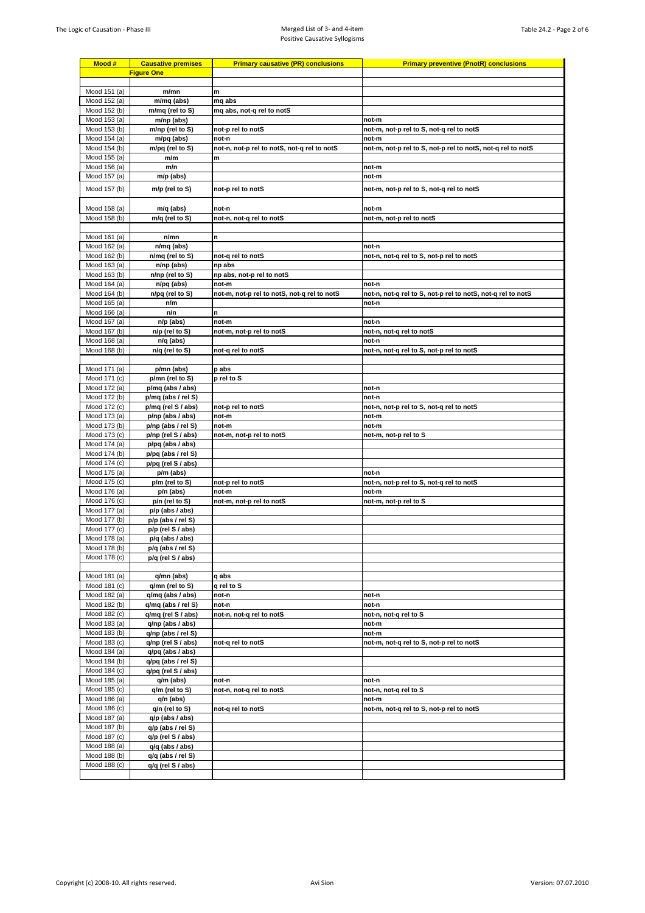| Mood # | Causative premises | Primary causative (PR) conclusions | Primary preventive (PnotR) conclusions |
|---|---|---|---|
| | **Figure One** | | |
| | | | |
| Mood 151 (a) | m/mn | m | |
| Mood 152 (a) | m/mq (abs) | mq abs | |
| Mood 152 (b) | m/mq (rel to S) | mq abs, not-q rel to notS | |
| Mood 153 (a) | m/np (abs) | | not-m |
| Mood 153 (b) | m/np (rel to S) | not-p rel to notS | not-m, not-p rel to S, not-q rel to notS |
| Mood 154 (a) | m/pq (abs) | not-n | not-m |
| Mood 154 (b) | m/pq (rel to S) | not-n, not-p rel to notS, not-q rel to notS | not-m, not-p rel to S, not-p rel to notS, not-q rel to notS |
| Mood 155 (a) | m/m | m | |
| Mood 156 (a) | m/n | | not-m |
| Mood 157 (a) | m/p (abs) | | not-m |
| Mood 157 (b) | m/p (rel to S) | not-p rel to notS | not-m, not-p rel to S, not-q rel to notS |
| Mood 158 (a) | m/q (abs) | not-n | not-m |
| Mood 158 (b) | m/q (rel to S) | not-n, not-q rel to notS | not-m, not-p rel to notS |
| | | | |
| Mood 161 (a) | n/mn | n | |
| Mood 162 (a) | n/mq (abs) | | not-n |
| Mood 162 (b) | n/mq (rel to S) | not-q rel to notS | not-n, not-q rel to S, not-p rel to notS |
| Mood 163 (a) | n/np (abs) | np abs | |
| Mood 163 (b) | n/np (rel to S) | np abs, not-p rel to notS | |
| Mood 164 (a) | n/pq (abs) | not-m | not-n |
| Mood 164 (b) | n/pq (rel to S) | not-m, not-p rel to notS, not-q rel to notS | not-n, not-q rel to S, not-p rel to notS, not-q rel to notS |
| Mood 165 (a) | n/m | | not-n |
| Mood 166 (a) | n/n | n | |
| Mood 167 (a) | n/p (abs) | not-m | not-n |
| Mood 167 (b) | n/p (rel to S) | not-m, not-p rel to notS | not-n, not-q rel to notS |
| Mood 168 (a) | n/q (abs) | | not-n |
| Mood 168 (b) | n/q (rel to S) | not-q rel to notS | not-n, not-q rel to S, not-p rel to notS |
| | | | |
| Mood 171 (a) | p/mn (abs) | p abs | |
| Mood 171 (c) | p/mn (rel to S) | p rel to S | |
| Mood 172 (a) | p/mq (abs / abs) | | not-n |
| Mood 172 (b) | p/mq (abs / rel S) | | not-n |
| Mood 172 (c) | p/mq (rel S / abs) | not-p rel to notS | not-n, not-p rel to S, not-q rel to notS |
| Mood 173 (a) | p/np (abs / abs) | not-m | not-m |
| Mood 173 (b) | p/np (abs / rel S) | not-m | not-m |
| Mood 173 (c) | p/np (rel S / abs) | not-m, not-p rel to notS | not-m, not-p rel to S |
| Mood 174 (a) | p/pq (abs / abs) | | |
| Mood 174 (b) | p/pq (abs / rel S) | | |
| Mood 174 (c) | p/pq (rel S / abs) | | |
| Mood 175 (a) | p/m (abs) | | not-n |
| Mood 175 (c) | p/m (rel to S) | not-p rel to notS | not-n, not-p rel to S, not-q rel to notS |
| Mood 176 (a) | p/n (abs) | not-m | not-m |
| Mood 176 (c) | p/n (rel to S) | not-m, not-p rel to notS | not-m, not-p rel to S |
| Mood 177 (a) | p/p (abs / abs) | | |
| Mood 177 (b) | p/p (abs / rel S) | | |
| Mood 177 (c) | p/p (rel S / abs) | | |
| Mood 178 (a) | p/q (abs / abs) | | |
| Mood 178 (b) | p/q (abs / rel S) | | |
| Mood 178 (c) | p/q (rel S / abs) | | |
| | | | |
| Mood 181 (a) | q/mn (abs) | q abs | |
| Mood 181 (c) | q/mn (rel to S) | q rel to S | |
| Mood 182 (a) | q/mq (abs / abs) | not-n | not-n |
| Mood 182 (b) | q/mq (abs / rel S) | not-n | not-n |
| Mood 182 (c) | q/mq (rel S / abs) | not-n, not-q rel to notS | not-n, not-q rel to S |
| Mood 183 (a) | q/np (abs / abs) | | not-m |
| Mood 183 (b) | q/np (abs / rel S) | | not-m |
| Mood 183 (c) | q/np (rel S / abs) | not-q rel to notS | not-m, not-q rel to S, not-p rel to notS |
| Mood 184 (a) | q/pq (abs / abs) | | |
| Mood 184 (b) | q/pq (abs / rel S) | | |
| Mood 184 (c) | q/pq (rel S / abs) | | |
| Mood 185 (a) | q/m (abs) | not-n | not-n |
| Mood 185 (c) | q/m (rel to S) | not-n, not-q rel to notS | not-n, not-q rel to S |
| Mood 186 (a) | q/n (abs) | | not-m |
| Mood 186 (c) | q/n (rel to S) | not-q rel to notS | not-m, not-q rel to S, not-p rel to notS |
| Mood 187 (a) | q/p (abs / abs) | | |
| Mood 187 (b) | q/p (abs / rel S) | | |
| Mood 187 (c) | q/p (rel S / abs) | | |
| Mood 188 (a) | q/q (abs / abs) | | |
| Mood 188 (b) | q/q (abs / rel S) | | |
| Mood 188 (c) | q/q (rel S / abs) | | |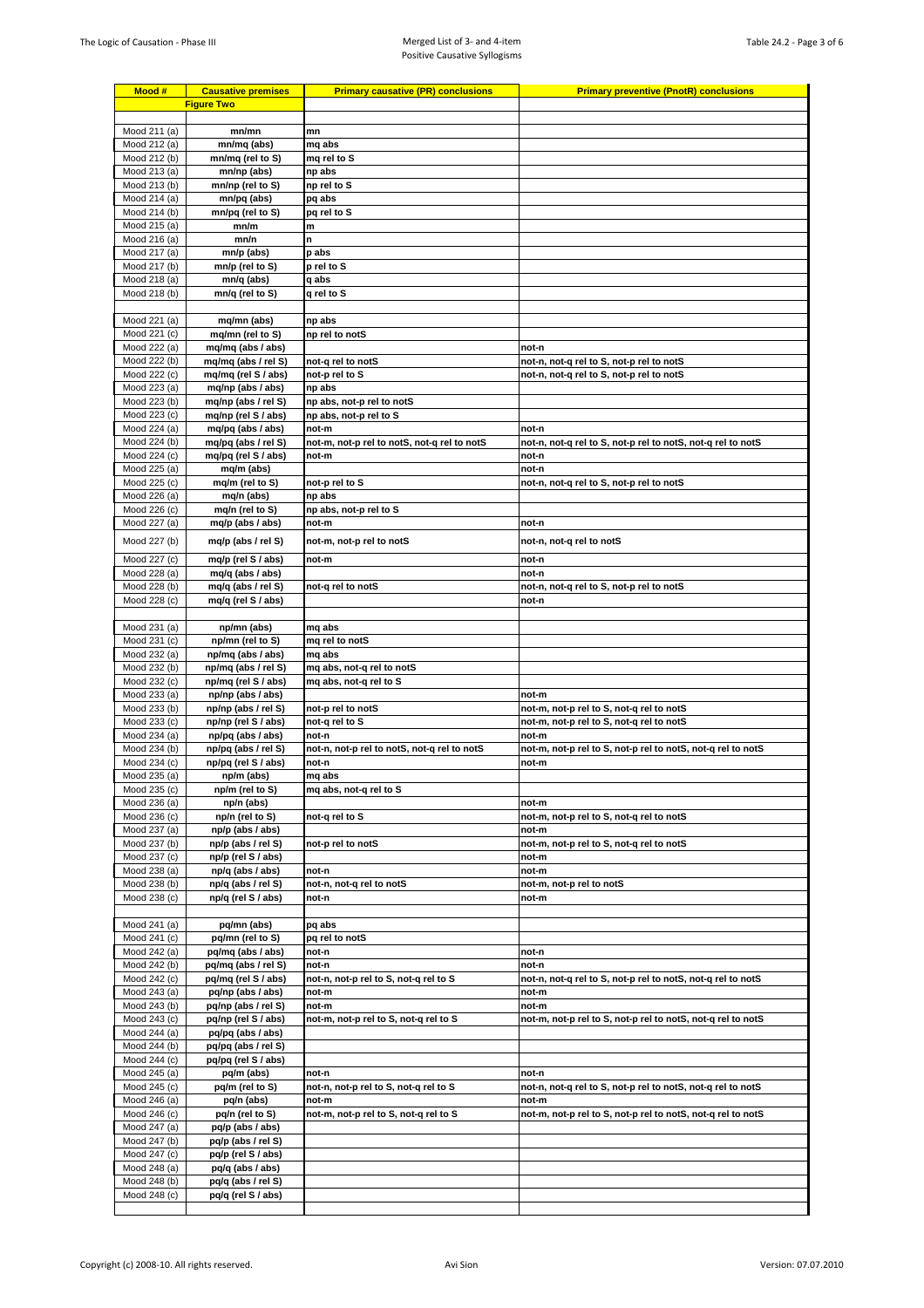| Mood # | Causative premises | Primary causative (PR) conclusions | Primary preventive (PnotR) conclusions |
|---|---|---|---|
| | **Figure Two** | | |
| | | | |
| Mood 211 (a) | mn/mn | mn | |
| Mood 212 (a) | mn/mq (abs) | mq abs | |
| Mood 212 (b) | mn/mq (rel to S) | mq rel to S | |
| Mood 213 (a) | mn/np (abs) | np abs | |
| Mood 213 (b) | mn/np (rel to S) | np rel to S | |
| Mood 214 (a) | mn/pq (abs) | pq abs | |
| Mood 214 (b) | mn/pq (rel to S) | pq rel to S | |
| Mood 215 (a) | mn/m | m | |
| Mood 216 (a) | mn/n | n | |
| Mood 217 (a) | mn/p (abs) | p abs | |
| Mood 217 (b) | mn/p (rel to S) | p rel to S | |
| Mood 218 (a) | mn/q (abs) | q abs | |
| Mood 218 (b) | mn/q (rel to S) | q rel to S | |
| | | | |
| Mood 221 (a) | mq/mn (abs) | np abs | |
| Mood 221 (c) | mq/mn (rel to S) | np rel to notS | |
| Mood 222 (a) | mq/mq (abs / abs) | | not-n |
| Mood 222 (b) | mq/mq (abs / rel S) | not-q rel to notS | not-n, not-q rel to S, not-p rel to notS |
| Mood 222 (c) | mq/mq (rel S / abs) | not-p rel to S | not-n, not-q rel to S, not-p rel to notS |
| Mood 223 (a) | mq/np (abs / abs) | np abs | |
| Mood 223 (b) | mq/np (abs / rel S) | np abs, not-p rel to notS | |
| Mood 223 (c) | mq/np (rel S / abs) | np abs, not-p rel to S | |
| Mood 224 (a) | mq/pq (abs / abs) | not-m | not-n |
| Mood 224 (b) | mq/pq (abs / rel S) | not-m, not-p rel to notS, not-q rel to notS | not-n, not-q rel to S, not-p rel to notS, not-q rel to notS |
| Mood 224 (c) | mq/pq (rel S / abs) | not-m | not-n |
| Mood 225 (a) | mq/m (abs) | | not-n |
| Mood 225 (c) | mq/m (rel to S) | not-p rel to S | not-n, not-q rel to S, not-p rel to notS |
| Mood 226 (a) | mq/n (abs) | np abs | |
| Mood 226 (c) | mq/n (rel to S) | np abs, not-p rel to S | |
| Mood 227 (a) | mq/p (abs / abs) | not-m | not-n |
| Mood 227 (b) | mq/p (abs / rel S) | not-m, not-p rel to notS | not-n, not-q rel to notS |
| Mood 227 (c) | mq/p (rel S / abs) | not-m | not-n |
| Mood 228 (a) | mq/q (abs / abs) | | not-n |
| Mood 228 (b) | mq/q (abs / rel S) | not-q rel to notS | not-n, not-q rel to S, not-p rel to notS |
| Mood 228 (c) | mq/q (rel S / abs) | | not-n |
| | | | |
| Mood 231 (a) | np/mn (abs) | mq abs | |
| Mood 231 (c) | np/mn (rel to S) | mq rel to notS | |
| Mood 232 (a) | np/mq (abs / abs) | mq abs | |
| Mood 232 (b) | np/mq (abs / rel S) | mq abs, not-q rel to notS | |
| Mood 232 (c) | np/mq (rel S / abs) | mq abs, not-q rel to S | |
| Mood 233 (a) | np/np (abs / abs) | | not-m |
| Mood 233 (b) | np/np (abs / rel S) | not-p rel to notS | not-m, not-p rel to S, not-q rel to notS |
| Mood 233 (c) | np/np (rel S / abs) | not-q rel to S | not-m, not-p rel to S, not-q rel to notS |
| Mood 234 (a) | np/pq (abs / abs) | not-n | not-m |
| Mood 234 (b) | np/pq (abs / rel S) | not-n, not-p rel to notS, not-q rel to notS | not-m, not-p rel to S, not-p rel to notS, not-q rel to notS |
| Mood 234 (c) | np/pq (rel S / abs) | not-n | not-m |
| Mood 235 (a) | np/m (abs) | mq abs | |
| Mood 235 (c) | np/m (rel to S) | mq abs, not-q rel to S | |
| Mood 236 (a) | np/n (abs) | | not-m |
| Mood 236 (c) | np/n (rel to S) | not-q rel to S | not-m, not-p rel to S, not-q rel to notS |
| Mood 237 (a) | np/p (abs / abs) | | not-m |
| Mood 237 (b) | np/p (abs / rel S) | not-p rel to notS | not-m, not-p rel to S, not-q rel to notS |
| Mood 237 (c) | np/p (rel S / abs) | | not-m |
| Mood 238 (a) | np/q (abs / abs) | not-n | not-m |
| Mood 238 (b) | np/q (abs / rel S) | not-n, not-q rel to notS | not-m, not-p rel to notS |
| Mood 238 (c) | np/q (rel S / abs) | not-n | not-m |
| | | | |
| Mood 241 (a) | pq/mn (abs) | pq abs | |
| Mood 241 (c) | pq/mn (rel to S) | pq rel to notS | |
| Mood 242 (a) | pq/mq (abs / abs) | not-n | not-n |
| Mood 242 (b) | pq/mq (abs / rel S) | not-n | not-n |
| Mood 242 (c) | pq/mq (rel S / abs) | not-n, not-p rel to S, not-q rel to S | not-n, not-q rel to S, not-p rel to notS, not-q rel to notS |
| Mood 243 (a) | pq/np (abs / abs) | not-m | not-m |
| Mood 243 (b) | pq/np (abs / rel S) | not-m | not-m |
| Mood 243 (c) | pq/np (rel S / abs) | not-m, not-p rel to S, not-q rel to S | not-m, not-p rel to S, not-p rel to notS, not-q rel to notS |
| Mood 244 (a) | pq/pq (abs / abs) | | |
| Mood 244 (b) | pq/pq (abs / rel S) | | |
| Mood 244 (c) | pq/pq (rel S / abs) | | |
| Mood 245 (a) | pq/m (abs) | not-n | not-n |
| Mood 245 (c) | pq/m (rel to S) | not-n, not-p rel to S, not-q rel to S | not-n, not-q rel to S, not-p rel to notS, not-q rel to notS |
| Mood 246 (a) | pq/n (abs) | not-m | not-m |
| Mood 246 (c) | pq/n (rel to S) | not-m, not-p rel to S, not-q rel to S | not-m, not-p rel to S, not-p rel to notS, not-q rel to notS |
| Mood 247 (a) | pq/p (abs / abs) | | |
| Mood 247 (b) | pq/p (abs / rel S) | | |
| Mood 247 (c) | pq/p (rel S / abs) | | |
| Mood 248 (a) | pq/q (abs / abs) | | |
| Mood 248 (b) | pq/q (abs / rel S) | | |
| Mood 248 (c) | pq/q (rel S / abs) | | |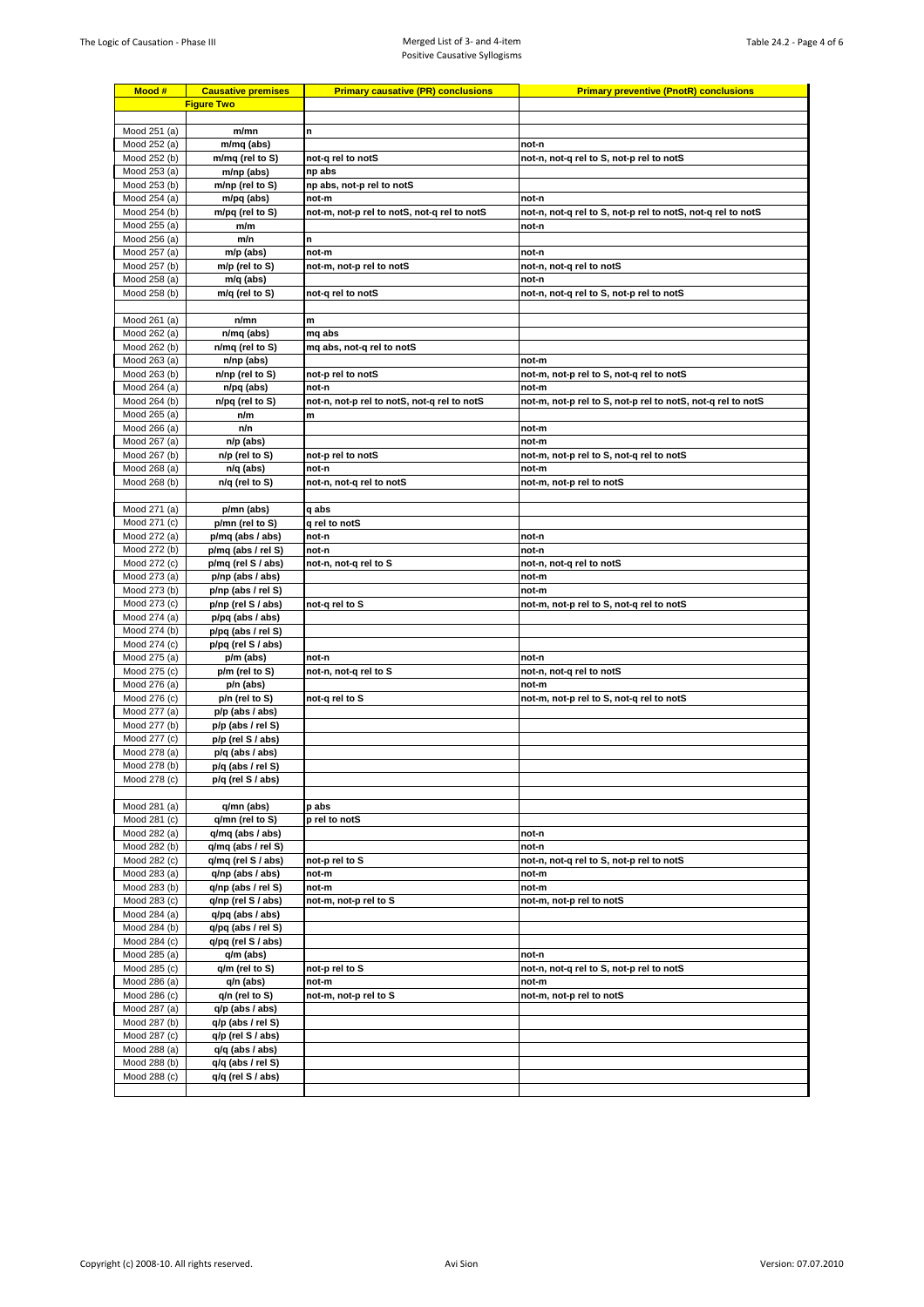| Mood # | Causative premises | Primary causative (PR) conclusions | Primary preventive (PnotR) conclusions |
|---|---|---|---|
| | **Figure Two** | | |
| | | | |
| Mood 251 (a) | m/mn | n | |
| Mood 252 (a) | m/mq (abs) | | not-n |
| Mood 252 (b) | m/mq (rel to S) | not-q rel to notS | not-n, not-q rel to S, not-p rel to notS |
| Mood 253 (a) | m/np (abs) | np abs | |
| Mood 253 (b) | m/np (rel to S) | np abs, not-p rel to notS | |
| Mood 254 (a) | m/pq (abs) | not-m | not-n |
| Mood 254 (b) | m/pq (rel to S) | not-m, not-p rel to notS, not-q rel to notS | not-n, not-q rel to S, not-p rel to notS, not-q rel to notS |
| Mood 255 (a) | m/m | | not-n |
| Mood 256 (a) | m/n | n | |
| Mood 257 (a) | m/p (abs) | not-m | not-n |
| Mood 257 (b) | m/p (rel to S) | not-m, not-p rel to notS | not-n, not-q rel to notS |
| Mood 258 (a) | m/q (abs) | | not-n |
| Mood 258 (b) | m/q (rel to S) | not-q rel to notS | not-n, not-q rel to S, not-p rel to notS |
| | | | |
| Mood 261 (a) | n/mn | m | |
| Mood 262 (a) | n/mq (abs) | mq abs | |
| Mood 262 (b) | n/mq (rel to S) | mq abs, not-q rel to notS | |
| Mood 263 (a) | n/np (abs) | | not-m |
| Mood 263 (b) | n/np (rel to S) | not-p rel to notS | not-m, not-p rel to S, not-q rel to notS |
| Mood 264 (a) | n/pq (abs) | not-n | not-m |
| Mood 264 (b) | n/pq (rel to S) | not-n, not-p rel to notS, not-q rel to notS | not-m, not-p rel to S, not-p rel to notS, not-q rel to notS |
| Mood 265 (a) | n/m | m | |
| Mood 266 (a) | n/n | | not-m |
| Mood 267 (a) | n/p (abs) | | not-m |
| Mood 267 (b) | n/p (rel to S) | not-p rel to notS | not-m, not-p rel to S, not-q rel to notS |
| Mood 268 (a) | n/q (abs) | not-n | not-m |
| Mood 268 (b) | n/q (rel to S) | not-n, not-q rel to notS | not-m, not-p rel to notS |
| | | | |
| Mood 271 (a) | p/mn (abs) | q abs | |
| Mood 271 (c) | p/mn (rel to S) | q rel to notS | |
| Mood 272 (a) | p/mq (abs / abs) | not-n | not-n |
| Mood 272 (b) | p/mq (abs / rel S) | not-n | not-n |
| Mood 272 (c) | p/mq (rel S / abs) | not-n, not-q rel to S | not-n, not-q rel to notS |
| Mood 273 (a) | p/np (abs / abs) | | not-m |
| Mood 273 (b) | p/np (abs / rel S) | | not-m |
| Mood 273 (c) | p/np (rel S / abs) | not-q rel to S | not-m, not-p rel to S, not-q rel to notS |
| Mood 274 (a) | p/pq (abs / abs) | | |
| Mood 274 (b) | p/pq (abs / rel S) | | |
| Mood 274 (c) | p/pq (rel S / abs) | | |
| Mood 275 (a) | p/m (abs) | not-n | not-n |
| Mood 275 (c) | p/m (rel to S) | not-n, not-q rel to S | not-n, not-q rel to notS |
| Mood 276 (a) | p/n (abs) | | not-m |
| Mood 276 (c) | p/n (rel to S) | not-q rel to S | not-m, not-p rel to S, not-q rel to notS |
| Mood 277 (a) | p/p (abs / abs) | | |
| Mood 277 (b) | p/p (abs / rel S) | | |
| Mood 277 (c) | p/p (rel S / abs) | | |
| Mood 278 (a) | p/q (abs / abs) | | |
| Mood 278 (b) | p/q (abs / rel S) | | |
| Mood 278 (c) | p/q (rel S / abs) | | |
| | | | |
| Mood 281 (a) | q/mn (abs) | p abs | |
| Mood 281 (c) | q/mn (rel to S) | p rel to notS | |
| Mood 282 (a) | q/mq (abs / abs) | | not-n |
| Mood 282 (b) | q/mq (abs / rel S) | | not-n |
| Mood 282 (c) | q/mq (rel S / abs) | not-p rel to S | not-n, not-q rel to S, not-p rel to notS |
| Mood 283 (a) | q/np (abs / abs) | not-m | not-m |
| Mood 283 (b) | q/np (abs / rel S) | not-m | not-m |
| Mood 283 (c) | q/np (rel S / abs) | not-m, not-p rel to S | not-m, not-p rel to notS |
| Mood 284 (a) | q/pq (abs / abs) | | |
| Mood 284 (b) | q/pq (abs / rel S) | | |
| Mood 284 (c) | q/pq (rel S / abs) | | |
| Mood 285 (a) | q/m (abs) | | not-n |
| Mood 285 (c) | q/m (rel to S) | not-p rel to S | not-n, not-q rel to S, not-p rel to notS |
| Mood 286 (a) | q/n (abs) | not-m | not-m |
| Mood 286 (c) | q/n (rel to S) | not-m, not-p rel to S | not-m, not-p rel to notS |
| Mood 287 (a) | q/p (abs / abs) | | |
| Mood 287 (b) | q/p (abs / rel S) | | |
| Mood 287 (c) | q/p (rel S / abs) | | |
| Mood 288 (a) | q/q (abs / abs) | | |
| Mood 288 (b) | q/q (abs / rel S) | | |
| Mood 288 (c) | q/q (rel S / abs) | | |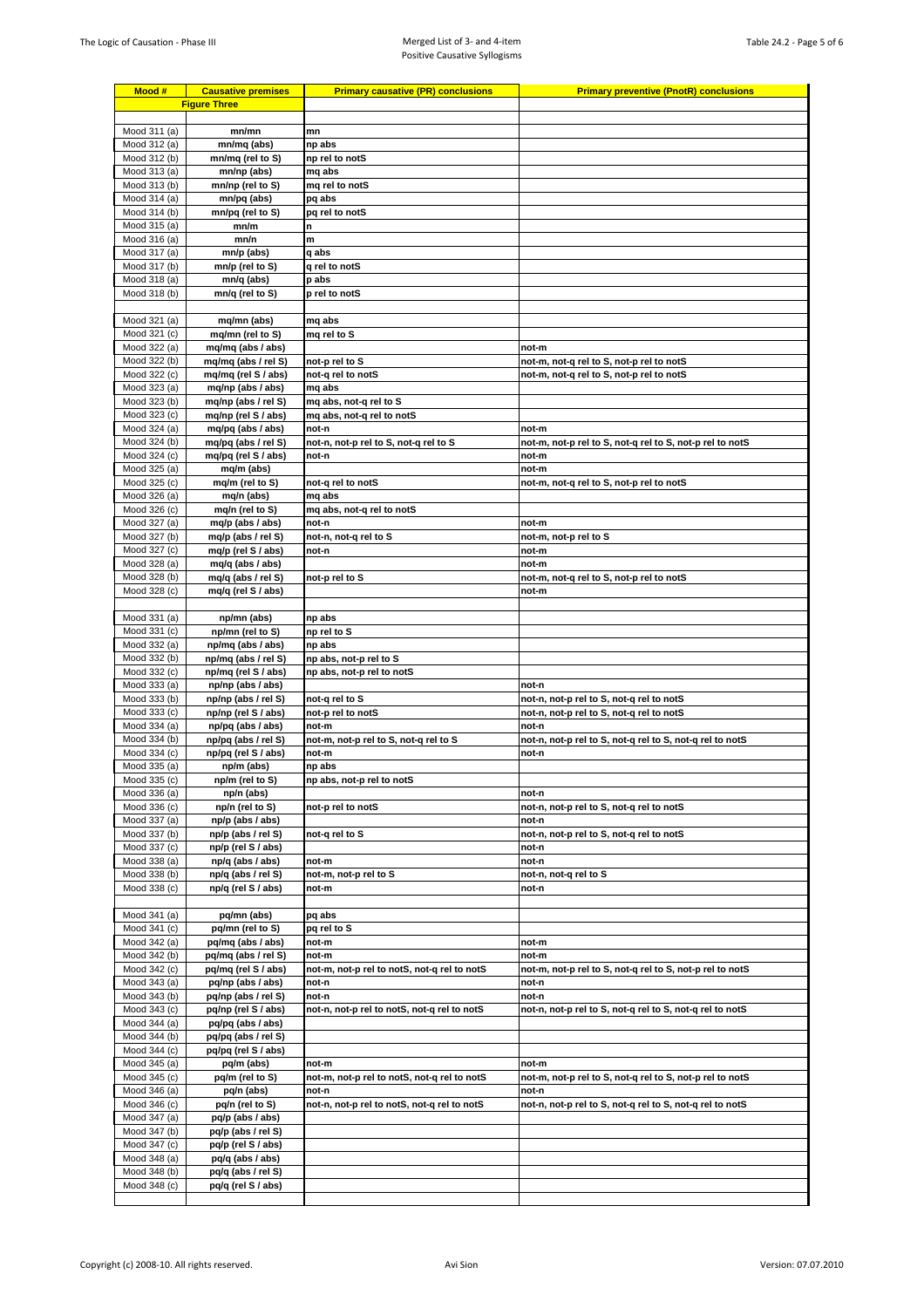| Mood # | Causative premises | Primary causative (PR) conclusions | Primary preventive (PnotR) conclusions |
|---|---|---|---|
| | **Figure Three** | | |
| | | | |
| Mood 311 (a) | mn/mn | mn | |
| Mood 312 (a) | mn/mq (abs) | np abs | |
| Mood 312 (b) | mn/mq (rel to S) | np rel to notS | |
| Mood 313 (a) | mn/np (abs) | mq abs | |
| Mood 313 (b) | mn/np (rel to S) | mq rel to notS | |
| Mood 314 (a) | mn/pq (abs) | pq abs | |
| Mood 314 (b) | mn/pq (rel to S) | pq rel to notS | |
| Mood 315 (a) | mn/m | n | |
| Mood 316 (a) | mn/n | m | |
| Mood 317 (a) | mn/p (abs) | q abs | |
| Mood 317 (b) | mn/p (rel to S) | q rel to notS | |
| Mood 318 (a) | mn/q (abs) | p abs | |
| Mood 318 (b) | mn/q (rel to S) | p rel to notS | |
| | | | |
| Mood 321 (a) | mq/mn (abs) | mq abs | |
| Mood 321 (c) | mq/mn (rel to S) | mq rel to S | |
| Mood 322 (a) | mq/mq (abs / abs) | | not-m |
| Mood 322 (b) | mq/mq (abs / rel S) | not-p rel to S | not-m, not-q rel to S, not-p rel to notS |
| Mood 322 (c) | mq/mq (rel S / abs) | not-q rel to notS | not-m, not-q rel to S, not-p rel to notS |
| Mood 323 (a) | mq/np (abs / abs) | mq abs | |
| Mood 323 (b) | mq/np (abs / rel S) | mq abs, not-q rel to S | |
| Mood 323 (c) | mq/np (rel S / abs) | mq abs, not-q rel to notS | |
| Mood 324 (a) | mq/pq (abs / abs) | not-n | not-m |
| Mood 324 (b) | mq/pq (abs / rel S) | not-n, not-p rel to S, not-q rel to S | not-m, not-p rel to S, not-q rel to S, not-p rel to notS |
| Mood 324 (c) | mq/pq (rel S / abs) | not-n | not-m |
| Mood 325 (a) | mq/m (abs) | | not-m |
| Mood 325 (c) | mq/m (rel to S) | not-q rel to notS | not-m, not-q rel to S, not-p rel to notS |
| Mood 326 (a) | mq/n (abs) | mq abs | |
| Mood 326 (c) | mq/n (rel to S) | mq abs, not-q rel to notS | |
| Mood 327 (a) | mq/p (abs / abs) | not-n | not-m |
| Mood 327 (b) | mq/p (abs / rel S) | not-n, not-q rel to S | not-m, not-p rel to S |
| Mood 327 (c) | mq/p (rel S / abs) | not-n | not-m |
| Mood 328 (a) | mq/q (abs / abs) | | not-m |
| Mood 328 (b) | mq/q (abs / rel S) | not-p rel to S | not-m, not-q rel to S, not-p rel to notS |
| Mood 328 (c) | mq/q (rel S / abs) | | not-m |
| | | | |
| Mood 331 (a) | np/mn (abs) | np abs | |
| Mood 331 (c) | np/mn (rel to S) | np rel to S | |
| Mood 332 (a) | np/mq (abs / abs) | np abs | |
| Mood 332 (b) | np/mq (abs / rel S) | np abs, not-p rel to S | |
| Mood 332 (c) | np/mq (rel S / abs) | np abs, not-p rel to notS | |
| Mood 333 (a) | np/np (abs / abs) | | not-n |
| Mood 333 (b) | np/np (abs / rel S) | not-q rel to S | not-n, not-p rel to S, not-q rel to notS |
| Mood 333 (c) | np/np (rel S / abs) | not-p rel to notS | not-n, not-p rel to S, not-q rel to notS |
| Mood 334 (a) | np/pq (abs / abs) | not-m | not-n |
| Mood 334 (b) | np/pq (abs / rel S) | not-m, not-p rel to S, not-q rel to S | not-n, not-p rel to S, not-q rel to S, not-q rel to notS |
| Mood 334 (c) | np/pq (rel S / abs) | not-m | not-n |
| Mood 335 (a) | np/m (abs) | np abs | |
| Mood 335 (c) | np/m (rel to S) | np abs, not-p rel to notS | |
| Mood 336 (a) | np/n (abs) | | not-n |
| Mood 336 (c) | np/n (rel to S) | not-p rel to notS | not-n, not-p rel to S, not-q rel to notS |
| Mood 337 (a) | np/p (abs / abs) | | not-n |
| Mood 337 (b) | np/p (abs / rel S) | not-q rel to S | not-n, not-p rel to S, not-q rel to notS |
| Mood 337 (c) | np/p (rel S / abs) | | not-n |
| Mood 338 (a) | np/q (abs / abs) | not-m | not-n |
| Mood 338 (b) | np/q (abs / rel S) | not-m, not-p rel to S | not-n, not-q rel to S |
| Mood 338 (c) | np/q (rel S / abs) | not-m | not-n |
| | | | |
| Mood 341 (a) | pq/mn (abs) | pq abs | |
| Mood 341 (c) | pq/mn (rel to S) | pq rel to S | |
| Mood 342 (a) | pq/mq (abs / abs) | not-m | not-m |
| Mood 342 (b) | pq/mq (abs / rel S) | not-m | not-m |
| Mood 342 (c) | pq/mq (rel S / abs) | not-m, not-p rel to notS, not-q rel to notS | not-m, not-p rel to S, not-q rel to S, not-p rel to notS |
| Mood 343 (a) | pq/np (abs / abs) | not-n | not-n |
| Mood 343 (b) | pq/np (abs / rel S) | not-n | not-n |
| Mood 343 (c) | pq/np (rel S / abs) | not-n, not-p rel to notS, not-q rel to notS | not-n, not-p rel to S, not-q rel to S, not-q rel to notS |
| Mood 344 (a) | pq/pq (abs / abs) | | |
| Mood 344 (b) | pq/pq (abs / rel S) | | |
| Mood 344 (c) | pq/pq (rel S / abs) | | |
| Mood 345 (a) | pq/m (abs) | not-m | not-m |
| Mood 345 (c) | pq/m (rel to S) | not-m, not-p rel to notS, not-q rel to notS | not-m, not-p rel to S, not-q rel to S, not-p rel to notS |
| Mood 346 (a) | pq/n (abs) | not-n | not-n |
| Mood 346 (c) | pq/n (rel to S) | not-n, not-p rel to notS, not-q rel to notS | not-n, not-p rel to S, not-q rel to S, not-q rel to notS |
| Mood 347 (a) | pq/p (abs / abs) | | |
| Mood 347 (b) | pq/p (abs / rel S) | | |
| Mood 347 (c) | pq/p (rel S / abs) | | |
| Mood 348 (a) | pq/q (abs / abs) | | |
| Mood 348 (b) | pq/q (abs / rel S) | | |
| Mood 348 (c) | pq/q (rel S / abs) | | |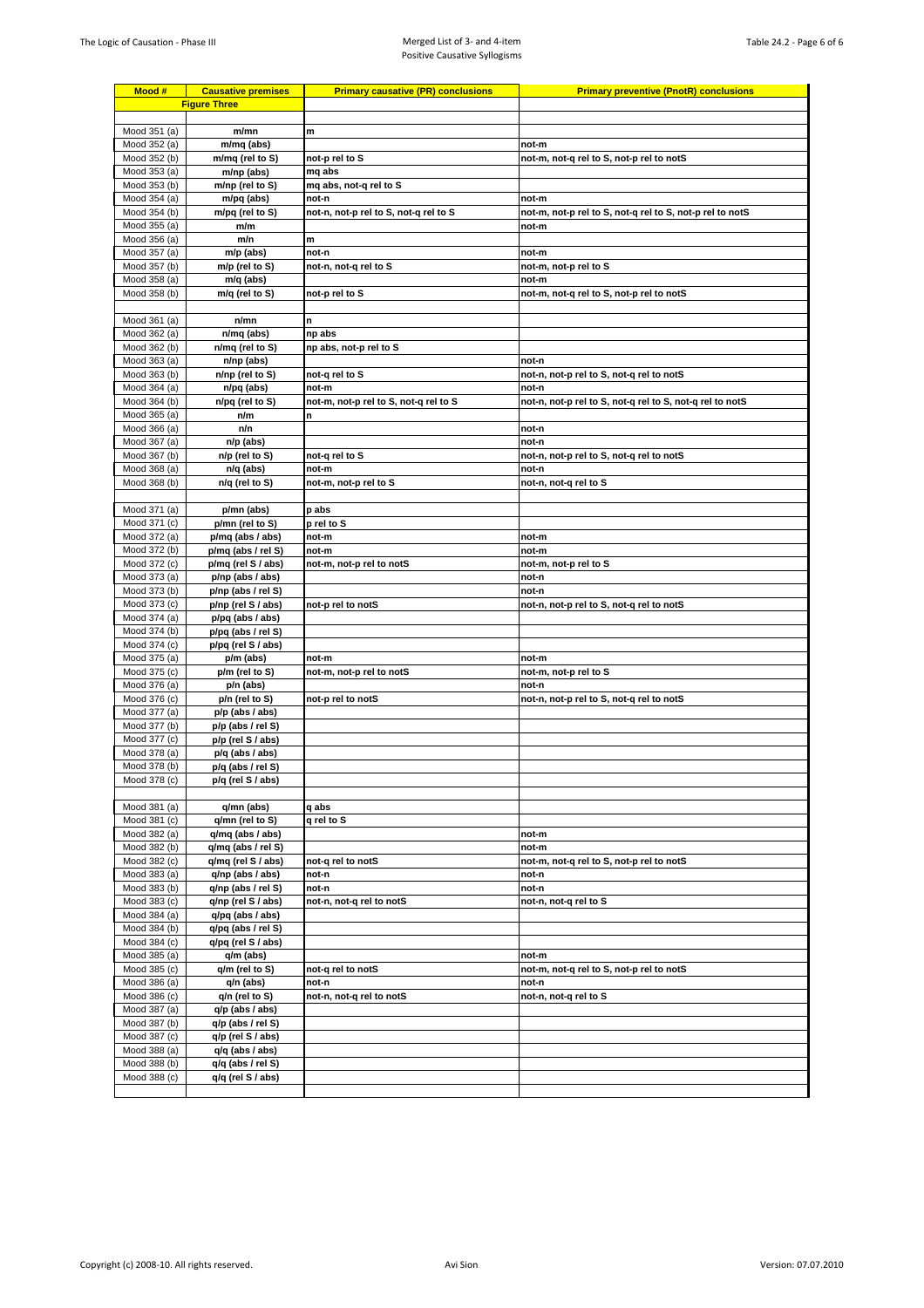| Mood # | Causative premises | Primary causative (PR) conclusions | Primary preventive (PnotR) conclusions |
|---|---|---|---|
| | **Figure Three** | | |
| | | | |
| Mood 351 (a) | m/mn | m | |
| Mood 352 (a) | m/mq (abs) | | not-m |
| Mood 352 (b) | m/mq (rel to S) | not-p rel to S | not-m, not-q rel to S, not-p rel to notS |
| Mood 353 (a) | m/np (abs) | mq abs | |
| Mood 353 (b) | m/np (rel to S) | mq abs, not-q rel to S | |
| Mood 354 (a) | m/pq (abs) | not-n | not-m |
| Mood 354 (b) | m/pq (rel to S) | not-n, not-p rel to S, not-q rel to S | not-m, not-p rel to S, not-q rel to S, not-p rel to notS |
| Mood 355 (a) | m/m | | not-m |
| Mood 356 (a) | m/n | m | |
| Mood 357 (a) | m/p (abs) | not-n | not-m |
| Mood 357 (b) | m/p (rel to S) | not-n, not-q rel to S | not-m, not-p rel to S |
| Mood 358 (a) | m/q (abs) | | not-m |
| Mood 358 (b) | m/q (rel to S) | not-p rel to S | not-m, not-q rel to S, not-p rel to notS |
| | | | |
| Mood 361 (a) | n/mn | n | |
| Mood 362 (a) | n/mq (abs) | np abs | |
| Mood 362 (b) | n/mq (rel to S) | np abs, not-p rel to S | |
| Mood 363 (a) | n/np (abs) | | not-n |
| Mood 363 (b) | n/np (rel to S) | not-q rel to S | not-n, not-p rel to S, not-q rel to notS |
| Mood 364 (a) | n/pq (abs) | not-m | not-n |
| Mood 364 (b) | n/pq (rel to S) | not-m, not-p rel to S, not-q rel to S | not-n, not-p rel to S, not-q rel to S, not-q rel to notS |
| Mood 365 (a) | n/m | n | |
| Mood 366 (a) | n/n | | not-n |
| Mood 367 (a) | n/p (abs) | | not-n |
| Mood 367 (b) | n/p (rel to S) | not-q rel to S | not-n, not-p rel to S, not-q rel to notS |
| Mood 368 (a) | n/q (abs) | not-m | not-n |
| Mood 368 (b) | n/q (rel to S) | not-m, not-p rel to S | not-n, not-q rel to S |
| | | | |
| Mood 371 (a) | p/mn (abs) | p abs | |
| Mood 371 (c) | p/mn (rel to S) | p rel to S | |
| Mood 372 (a) | p/mq (abs / abs) | not-m | not-m |
| Mood 372 (b) | p/mq (abs / rel S) | not-m | not-m |
| Mood 372 (c) | p/mq (rel S / abs) | not-m, not-p rel to notS | not-m, not-p rel to S |
| Mood 373 (a) | p/np (abs / abs) | | not-n |
| Mood 373 (b) | p/np (abs / rel S) | | not-n |
| Mood 373 (c) | p/np (rel S / abs) | not-p rel to notS | not-n, not-p rel to S, not-q rel to notS |
| Mood 374 (a) | p/pq (abs / abs) | | |
| Mood 374 (b) | p/pq (abs / rel S) | | |
| Mood 374 (c) | p/pq (rel S / abs) | | |
| Mood 375 (a) | p/m (abs) | not-m | not-m |
| Mood 375 (c) | p/m (rel to S) | not-m, not-p rel to notS | not-m, not-p rel to S |
| Mood 376 (a) | p/n (abs) | | not-n |
| Mood 376 (c) | p/n (rel to S) | not-p rel to notS | not-n, not-p rel to S, not-q rel to notS |
| Mood 377 (a) | p/p (abs / abs) | | |
| Mood 377 (b) | p/p (abs / rel S) | | |
| Mood 377 (c) | p/p (rel S / abs) | | |
| Mood 378 (a) | p/q (abs / abs) | | |
| Mood 378 (b) | p/q (abs / rel S) | | |
| Mood 378 (c) | p/q (rel S / abs) | | |
| | | | |
| Mood 381 (a) | q/mn (abs) | q abs | |
| Mood 381 (c) | q/mn (rel to S) | q rel to S | |
| Mood 382 (a) | q/mq (abs / abs) | | not-m |
| Mood 382 (b) | q/mq (abs / rel S) | | not-m |
| Mood 382 (c) | q/mq (rel S / abs) | not-q rel to notS | not-m, not-q rel to S, not-p rel to notS |
| Mood 383 (a) | q/np (abs / abs) | not-n | not-n |
| Mood 383 (b) | q/np (abs / rel S) | not-n | not-n |
| Mood 383 (c) | q/np (rel S / abs) | not-n, not-q rel to notS | not-n, not-q rel to S |
| Mood 384 (a) | q/pq (abs / abs) | | |
| Mood 384 (b) | q/pq (abs / rel S) | | |
| Mood 384 (c) | q/pq (rel S / abs) | | |
| Mood 385 (a) | q/m (abs) | | not-m |
| Mood 385 (c) | q/m (rel to S) | not-q rel to notS | not-m, not-q rel to S, not-p rel to notS |
| Mood 386 (a) | q/n (abs) | not-n | not-n |
| Mood 386 (c) | q/n (rel to S) | not-n, not-q rel to notS | not-n, not-q rel to S |
| Mood 387 (a) | q/p (abs / abs) | | |
| Mood 387 (b) | q/p (abs / rel S) | | |
| Mood 387 (c) | q/p (rel S / abs) | | |
| Mood 388 (a) | q/q (abs / abs) | | |
| Mood 388 (b) | q/q (abs / rel S) | | |
| Mood 388 (c) | q/q (rel S / abs) | | |